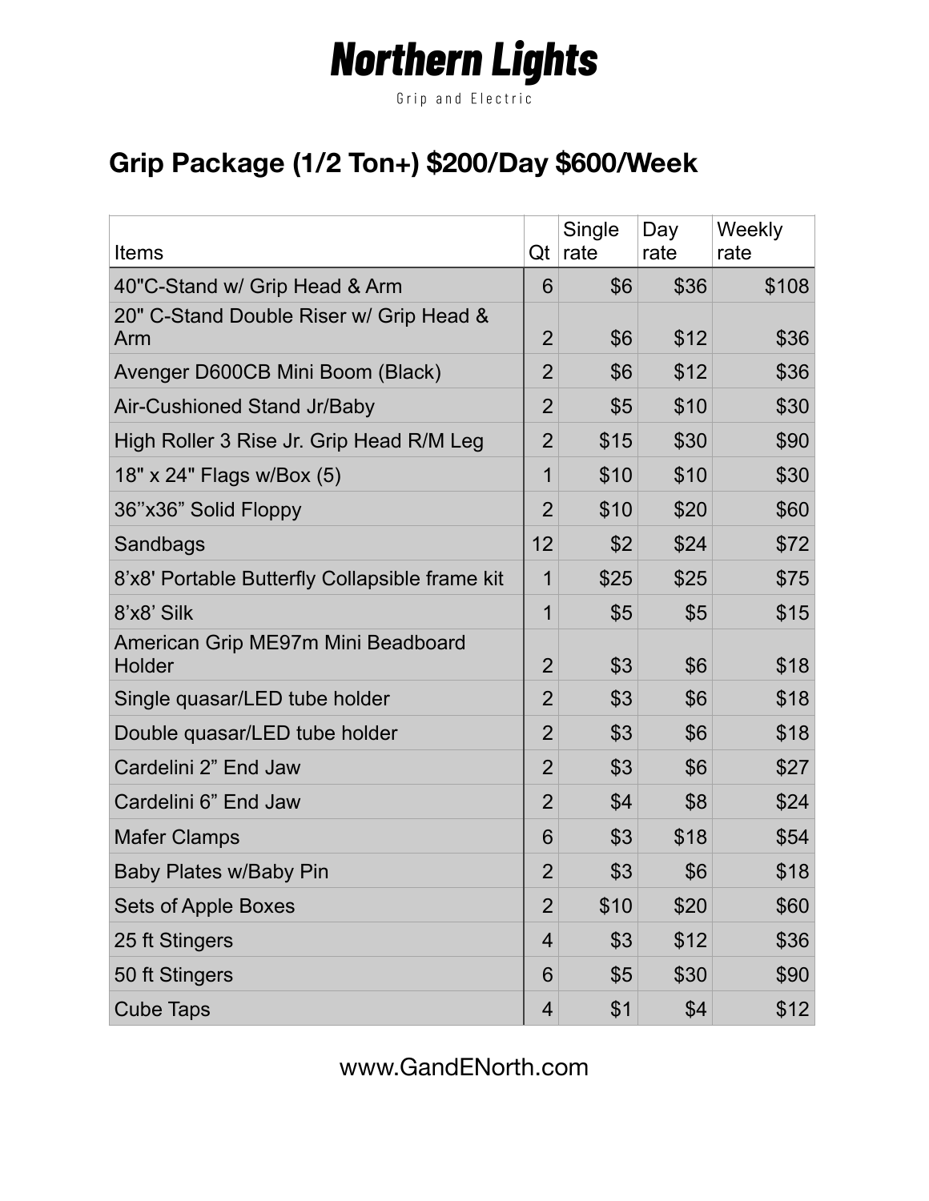# Northern Lights

Grip and Electric

## Grip Package (1/2 Ton+) $200/Day $600/Week

| Items | Qt | Single rate | Day rate | Weekly rate |
|---|---|---|---|---|
| 40"C-Stand w/ Grip Head & Arm | 6 | $6 | $36 | $108 |
| 20" C-Stand Double Riser w/ Grip Head & Arm | 2 | $6 | $12 | $36 |
| Avenger D600CB Mini Boom (Black) | 2 | $6 | $12 | $36 |
| Air-Cushioned Stand Jr/Baby | 2 | $5 | $10 | $30 |
| High Roller 3 Rise Jr. Grip Head R/M Leg | 2 | $15 | $30 | $90 |
| 18" x 24" Flags w/Box (5) | 1 | $10 | $10 | $30 |
| 36''x36" Solid Floppy | 2 | $10 | $20 | $60 |
| Sandbags | 12 | $2 | $24 | $72 |
| 8'x8' Portable Butterfly Collapsible frame kit | 1 | $25 | $25 | $75 |
| 8'x8' Silk | 1 | $5 | $5 | $15 |
| American Grip ME97m Mini Beadboard Holder | 2 | $3 | $6 | $18 |
| Single quasar/LED tube holder | 2 | $3 | $6 | $18 |
| Double quasar/LED tube holder | 2 | $3 | $6 | $18 |
| Cardelini 2" End Jaw | 2 | $3 | $6 | $27 |
| Cardelini 6" End Jaw | 2 | $4 | $8 | $24 |
| Mafer Clamps | 6 | $3 | $18 | $54 |
| Baby Plates w/Baby Pin | 2 | $3 | $6 | $18 |
| Sets of Apple Boxes | 2 | $10 | $20 | $60 |
| 25 ft Stingers | 4 | $3 | $12 | $36 |
| 50 ft Stingers | 6 | $5 | $30 | $90 |
| Cube Taps | 4 | $1 | $4 | $12 |

www.GandENorth.com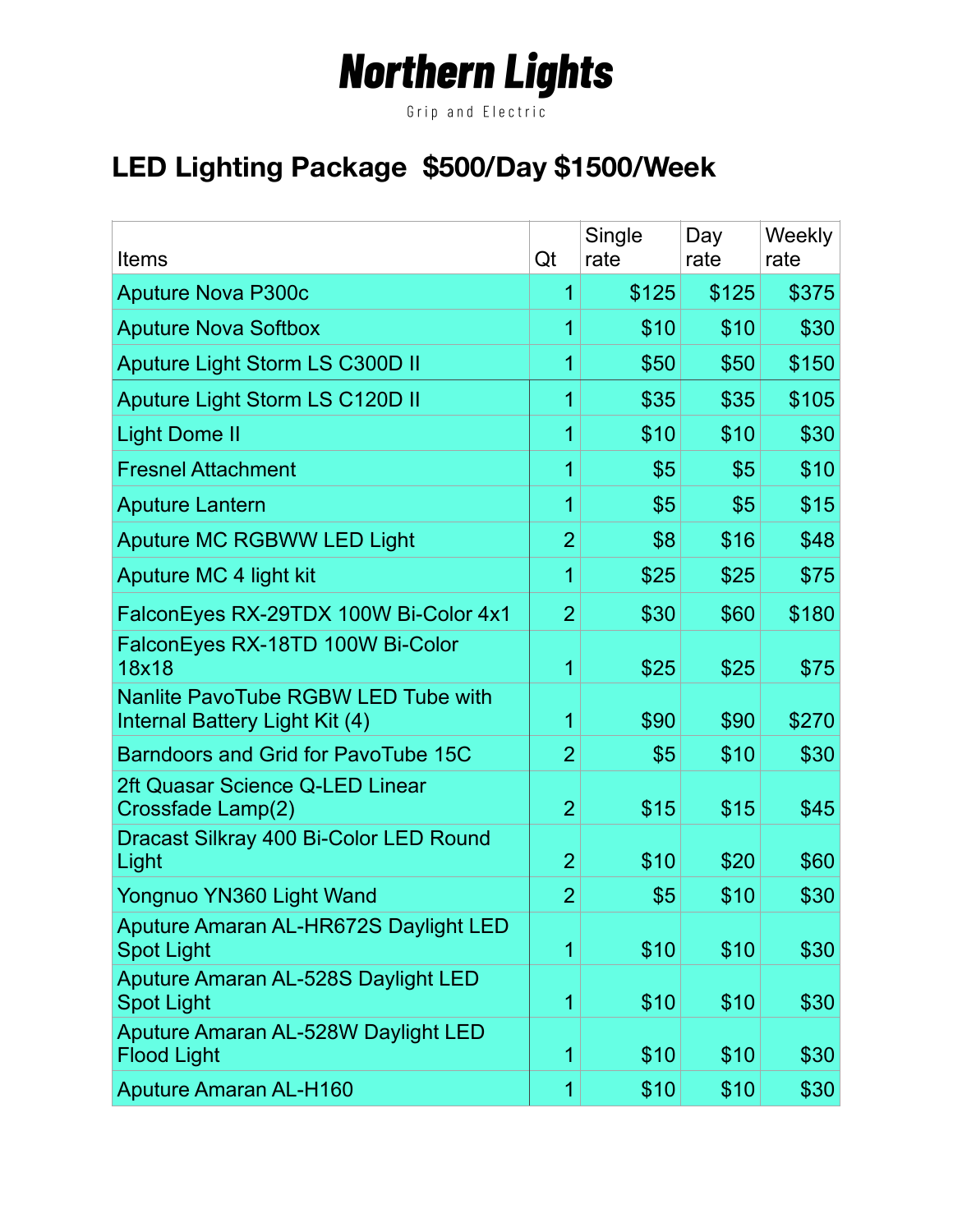# Northern Lights

Grip and Electric

## LED Lighting Package  $500/Day $1500/Week

| Items | Qt | Single rate | Day rate | Weekly rate |
|---|---|---|---|---|
| Aputure Nova P300c | 1 | $125 | $125 | $375 |
| Aputure Nova Softbox | 1 | $10 | $10 | $30 |
| Aputure Light Storm LS C300D II | 1 | $50 | $50 | $150 |
| Aputure Light Storm LS C120D II | 1 | $35 | $35 | $105 |
| Light Dome II | 1 | $10 | $10 | $30 |
| Fresnel Attachment | 1 | $5 | $5 | $10 |
| Aputure Lantern | 1 | $5 | $5 | $15 |
| Aputure MC RGBWW LED Light | 2 | $8 | $16 | $48 |
| Aputure MC 4 light kit | 1 | $25 | $25 | $75 |
| FalconEyes RX-29TDX 100W Bi-Color 4x1 | 2 | $30 | $60 | $180 |
| FalconEyes RX-18TD 100W Bi-Color 18x18 | 1 | $25 | $25 | $75 |
| Nanlite PavoTube RGBW LED Tube with Internal Battery Light Kit (4) | 1 | $90 | $90 | $270 |
| Barndoors and Grid for PavoTube 15C | 2 | $5 | $10 | $30 |
| 2ft Quasar Science Q-LED Linear Crossfade Lamp(2) | 2 | $15 | $15 | $45 |
| Dracast Silkray 400 Bi-Color LED Round Light | 2 | $10 | $20 | $60 |
| Yongnuo YN360 Light Wand | 2 | $5 | $10 | $30 |
| Aputure Amaran AL-HR672S Daylight LED Spot Light | 1 | $10 | $10 | $30 |
| Aputure Amaran AL-528S Daylight LED Spot Light | 1 | $10 | $10 | $30 |
| Aputure Amaran AL-528W Daylight LED Flood Light | 1 | $10 | $10 | $30 |
| Aputure Amaran AL-H160 | 1 | $10 | $10 | $30 |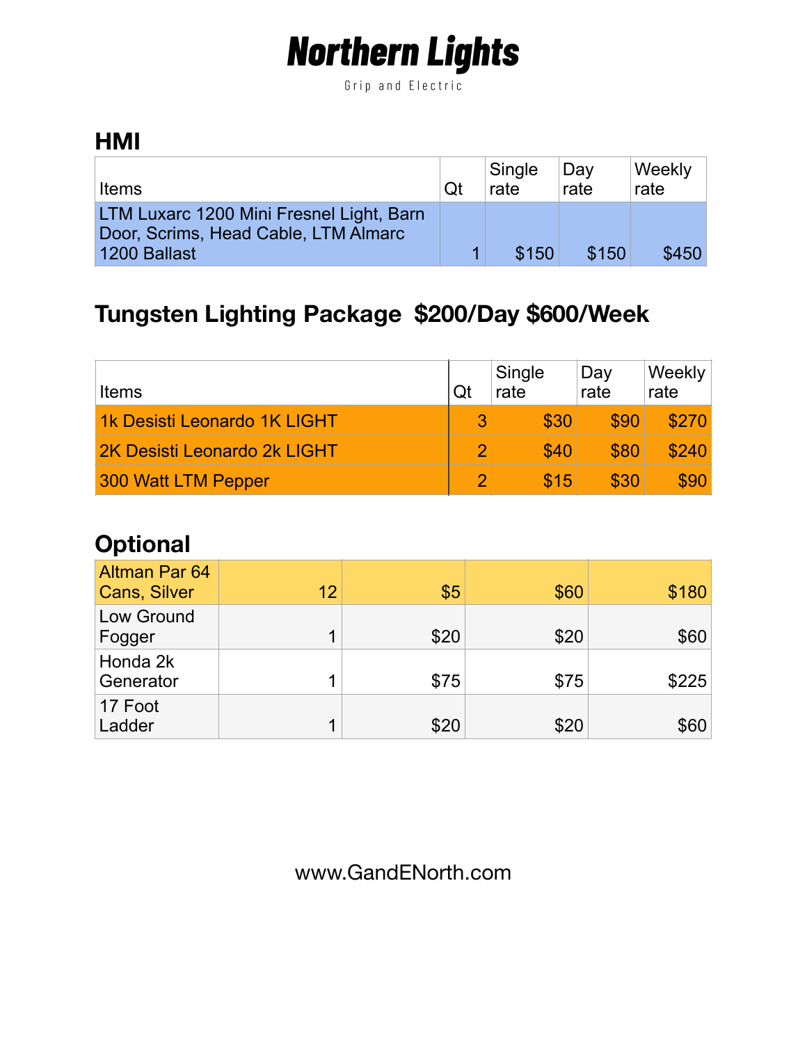# Northern Lights

Grip and Electric

## HMI

| Items | Qt | Single rate | Day rate | Weekly rate |
|---|---|---|---|---|
| LTM Luxarc 1200 Mini Fresnel Light, Barn Door, Scrims, Head Cable, LTM Almarc 1200 Ballast | 1 | $150 | $150 | $450 |

## Tungsten Lighting Package $200/Day $600/Week

| Items | Qt | Single rate | Day rate | Weekly rate |
|---|---|---|---|---|
| 1k Desisti Leonardo 1K LIGHT | 3 | $30 | $90 | $270 |
| 2K Desisti Leonardo 2k LIGHT | 2 | $40 | $80 | $240 |
| 300 Watt LTM Pepper | 2 | $15 | $30 | $90 |

## Optional

| | | | | |
|---|---|---|---|---|
| Altman Par 64 Cans, Silver | 12 | $5 | $60 | $180 |
| Low Ground Fogger | 1 | $20 | $20 | $60 |
| Honda 2k Generator | 1 | $75 | $75 | $225 |
| 17 Foot Ladder | 1 | $20 | $20 | $60 |

www.GandENorth.com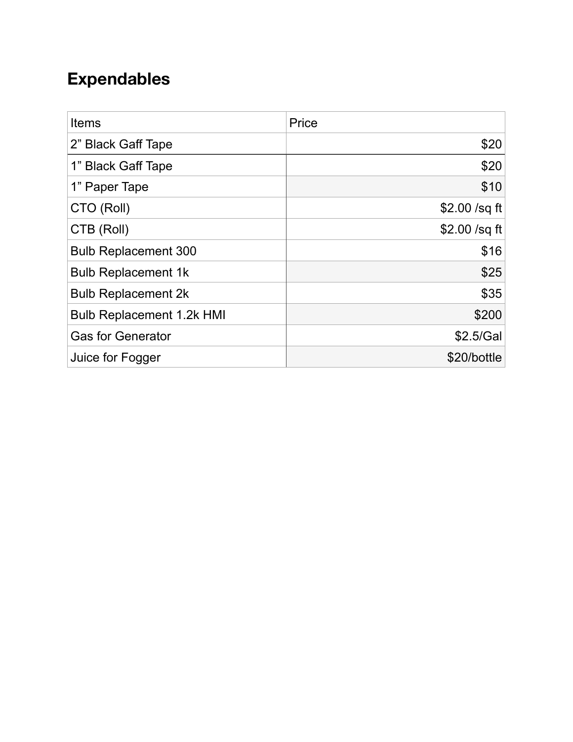## Expendables

| Items | Price |
| --- | ---: |
| 2” Black Gaff Tape | $20 |
| 1” Black Gaff Tape | $20 |
| 1” Paper Tape | $10 |
| CTO (Roll) | $2.00 /sq ft |
| CTB (Roll) | $2.00 /sq ft |
| Bulb Replacement 300 | $16 |
| Bulb Replacement 1k | $25 |
| Bulb Replacement 2k | $35 |
| Bulb Replacement 1.2k HMI | $200 |
| Gas for Generator | $2.5/Gal |
| Juice for Fogger | $20/bottle |